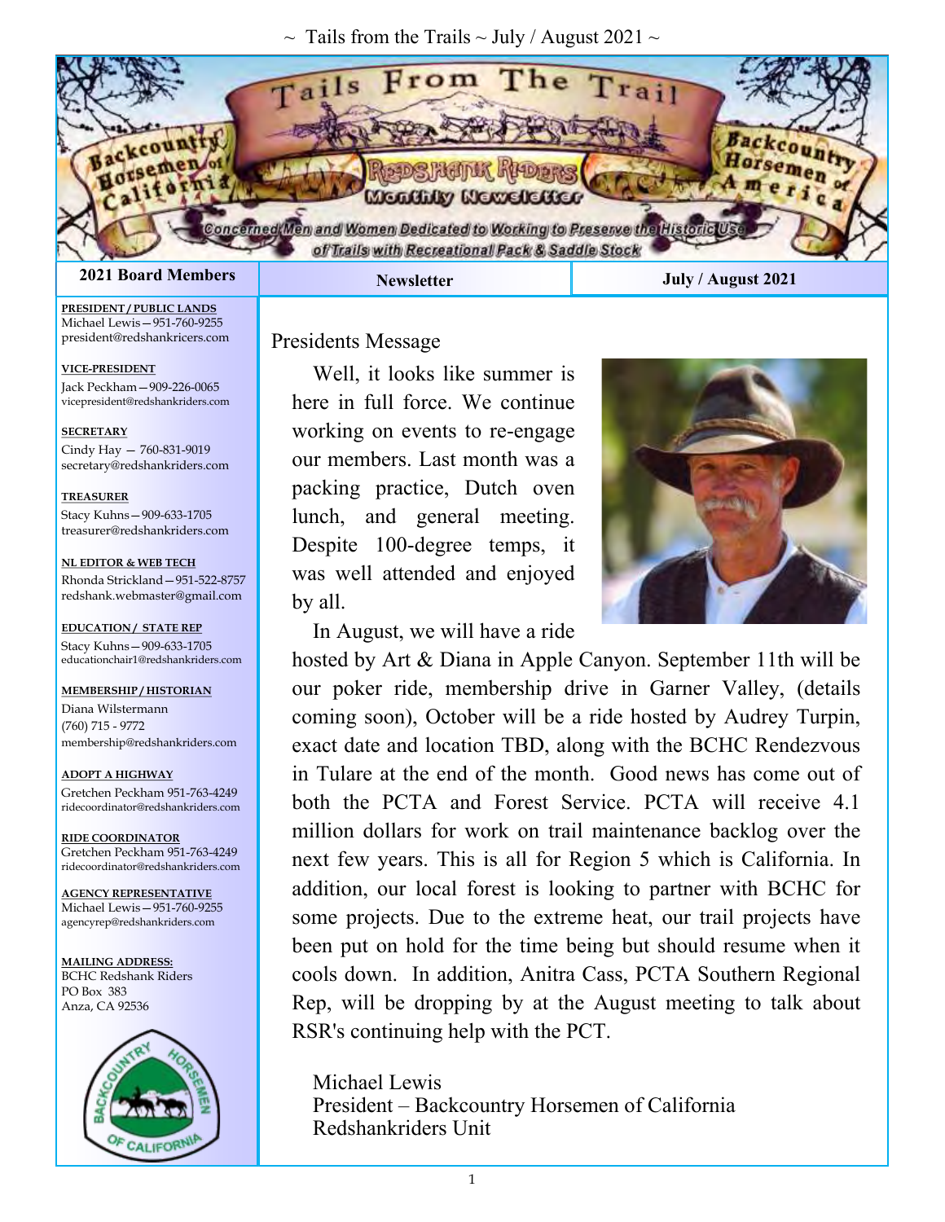# Tails From The Trail

Backcountry Horsemen of California — Redshank Riders Monthly Newsletter — Backcountry Horsemen of America

Concerned Men and Women Dedicated to Working to Preserve the Historic Use of Trails with Recreational Pack & Saddle Stock

| 2021 Board Members | Newsletter | July / August 2021 |
|---|---|---|

**PRESIDENT / PUBLIC LANDS**
Michael Lewis—951-760-9255
president@redshankricers.com

**VICE-PRESIDENT**
Jack Peckham—909-226-0065
vicepresident@redshankriders.com

**SECRETARY**
Cindy Hay — 760-831-9019
secretary@redshankriders.com

**TREASURER**
Stacy Kuhns—909-633-1705
treasurer@redshankriders.com

**NL EDITOR & WEB TECH**
Rhonda Strickland—951-522-8757
redshank.webmaster@gmail.com

**EDUCATION / STATE REP**
Stacy Kuhns—909-633-1705
educationchair1@redshankriders.com

**MEMBERSHIP / HISTORIAN**
Diana Wilstermann
(760) 715 - 9772
membership@redshankriders.com

**ADOPT A HIGHWAY**
Gretchen Peckham 951-763-4249
ridecoordinator@redshankriders.com

**RIDE COORDINATOR**
Gretchen Peckham 951-763-4249
ridecoordinator@redshankriders.com

**AGENCY REPRESENTATIVE**
Michael Lewis—951-760-9255
agencyrep@redshankriders.com

**MAILING ADDRESS:**
BCHC Redshank Riders
PO Box 383
Anza, CA 92536

## Presidents Message

Well, it looks like summer is here in full force. We continue working on events to re-engage our members. Last month was a packing practice, Dutch oven lunch, and general meeting. Despite 100-degree temps, it was well attended and enjoyed by all.

In August, we will have a ride hosted by Art & Diana in Apple Canyon. September 11th will be our poker ride, membership drive in Garner Valley, (details coming soon), October will be a ride hosted by Audrey Turpin, exact date and location TBD, along with the BCHC Rendezvous in Tulare at the end of the month. Good news has come out of both the PCTA and Forest Service. PCTA will receive 4.1 million dollars for work on trail maintenance backlog over the next few years. This is all for Region 5 which is California. In addition, our local forest is looking to partner with BCHC for some projects. Due to the extreme heat, our trail projects have been put on hold for the time being but should resume when it cools down. In addition, Anitra Cass, PCTA Southern Regional Rep, will be dropping by at the August meeting to talk about RSR's continuing help with the PCT.

Michael Lewis
President – Backcountry Horsemen of California
Redshankriders Unit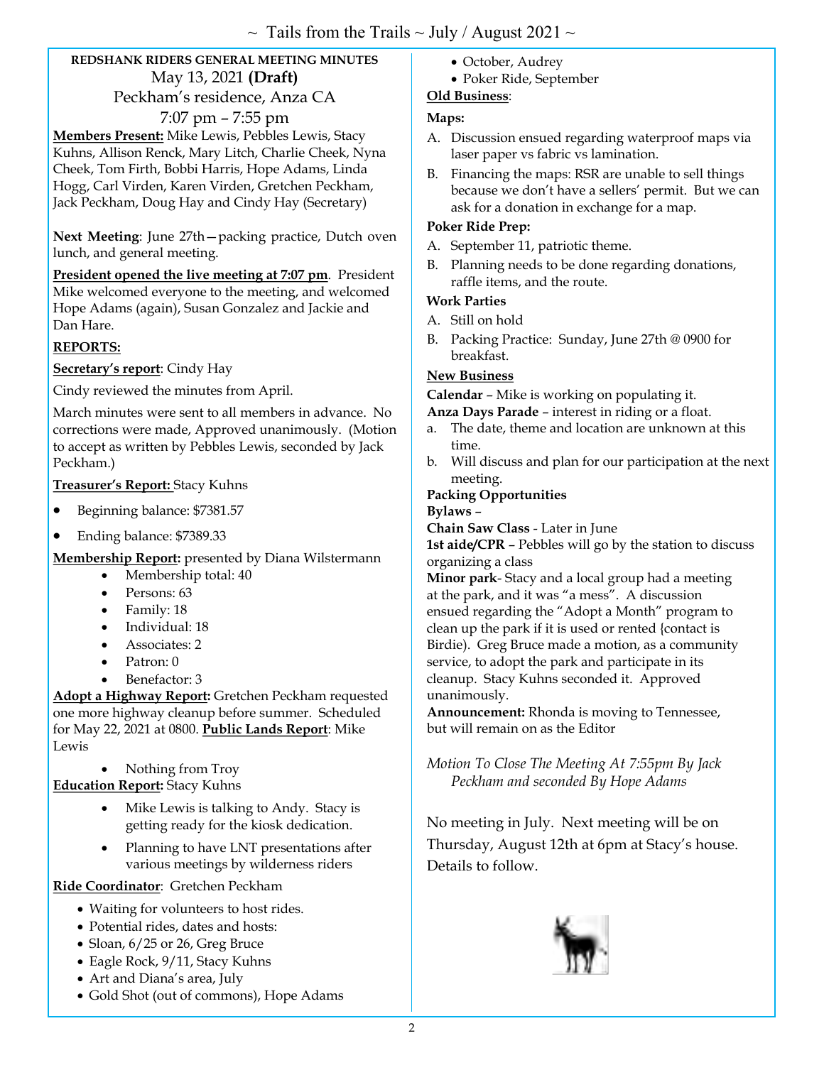**REDSHANK RIDERS GENERAL MEETING MINUTES**

May 13, 2021 **(Draft)**

Peckham's residence, Anza CA

7:07 pm – 7:55 pm

**Members Present:** Mike Lewis, Pebbles Lewis, Stacy Kuhns, Allison Renck, Mary Litch, Charlie Cheek, Nyna Cheek, Tom Firth, Bobbi Harris, Hope Adams, Linda Hogg, Carl Virden, Karen Virden, Gretchen Peckham, Jack Peckham, Doug Hay and Cindy Hay (Secretary)

**Next Meeting**: June 27th—packing practice, Dutch oven lunch, and general meeting.

**President opened the live meeting at 7:07 pm**. President Mike welcomed everyone to the meeting, and welcomed Hope Adams (again), Susan Gonzalez and Jackie and Dan Hare.

**REPORTS:**

**Secretary's report**: Cindy Hay

Cindy reviewed the minutes from April.

March minutes were sent to all members in advance. No corrections were made, Approved unanimously. (Motion to accept as written by Pebbles Lewis, seconded by Jack Peckham.)

**Treasurer's Report:** Stacy Kuhns

- Beginning balance: $7381.57
- Ending balance: $7389.33

**Membership Report:** presented by Diana Wilstermann

- Membership total: 40
- Persons: 63
- Family: 18
- Individual: 18
- Associates: 2
- Patron: 0
- Benefactor: 3

**Adopt a Highway Report:** Gretchen Peckham requested one more highway cleanup before summer. Scheduled for May 22, 2021 at 0800. **Public Lands Report**: Mike Lewis

- Nothing from Troy

**Education Report:** Stacy Kuhns

- Mike Lewis is talking to Andy. Stacy is getting ready for the kiosk dedication.
- Planning to have LNT presentations after various meetings by wilderness riders

**Ride Coordinator**: Gretchen Peckham

- Waiting for volunteers to host rides.
- Potential rides, dates and hosts:
- Sloan, 6/25 or 26, Greg Bruce
- Eagle Rock, 9/11, Stacy Kuhns
- Art and Diana's area, July
- Gold Shot (out of commons), Hope Adams
- October, Audrey
- Poker Ride, September

**Old Business**:

**Maps:**

A. Discussion ensued regarding waterproof maps via laser paper vs fabric vs lamination.
B. Financing the maps: RSR are unable to sell things because we don't have a sellers' permit. But we can ask for a donation in exchange for a map.

**Poker Ride Prep:**

A. September 11, patriotic theme.
B. Planning needs to be done regarding donations, raffle items, and the route.

**Work Parties**

A. Still on hold
B. Packing Practice: Sunday, June 27th @ 0900 for breakfast.

**New Business**

**Calendar** – Mike is working on populating it.

**Anza Days Parade** – interest in riding or a float.

a. The date, theme and location are unknown at this time.
b. Will discuss and plan for our participation at the next meeting.

**Packing Opportunities**

**Bylaws** –

**Chain Saw Class** - Later in June

**1st aide/CPR** – Pebbles will go by the station to discuss organizing a class

**Minor park**- Stacy and a local group had a meeting at the park, and it was "a mess". A discussion ensued regarding the "Adopt a Month" program to clean up the park if it is used or rented {contact is Birdie). Greg Bruce made a motion, as a community service, to adopt the park and participate in its cleanup. Stacy Kuhns seconded it. Approved unanimously.

**Announcement:** Rhonda is moving to Tennessee, but will remain on as the Editor

*Motion To Close The Meeting At 7:55pm By Jack Peckham and seconded By Hope Adams*

No meeting in July. Next meeting will be on Thursday, August 12th at 6pm at Stacy's house. Details to follow.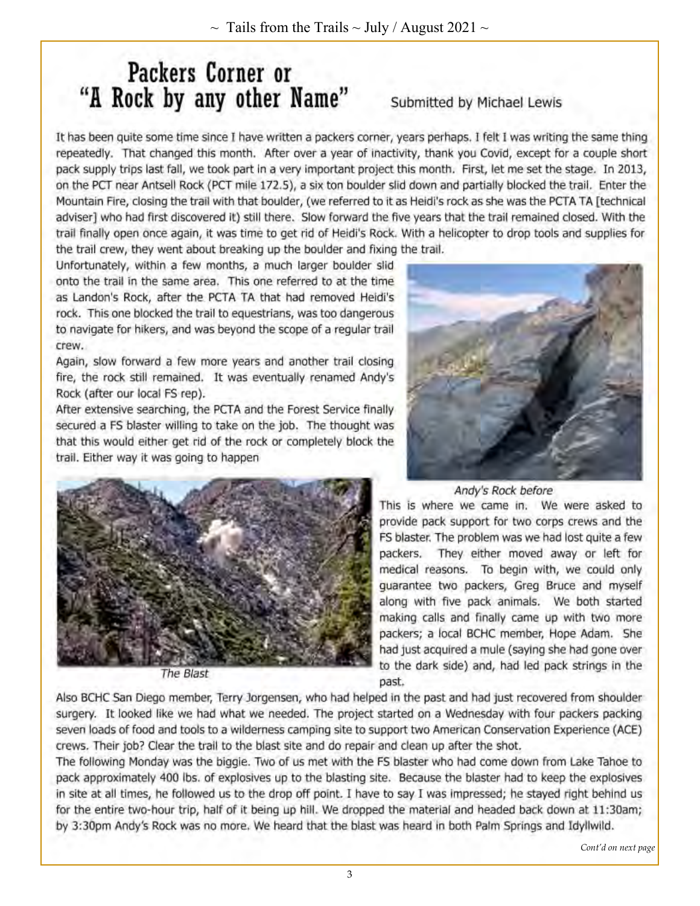# Packers Corner or "A Rock by any other Name"

Submitted by Michael Lewis

It has been quite some time since I have written a packers corner, years perhaps. I felt I was writing the same thing repeatedly. That changed this month. After over a year of inactivity, thank you Covid, except for a couple short pack supply trips last fall, we took part in a very important project this month. First, let me set the stage. In 2013, on the PCT near Antsell Rock (PCT mile 172.5), a six ton boulder slid down and partially blocked the trail. Enter the Mountain Fire, closing the trail with that boulder, (we referred to it as Heidi's rock as she was the PCTA TA [technical adviser] who had first discovered it) still there. Slow forward the five years that the trail remained closed. With the trail finally open once again, it was time to get rid of Heidi's Rock. With a helicopter to drop tools and supplies for the trail crew, they went about breaking up the boulder and fixing the trail.

Unfortunately, within a few months, a much larger boulder slid onto the trail in the same area. This one referred to at the time as Landon's Rock, after the PCTA TA that had removed Heidi's rock. This one blocked the trail to equestrians, was too dangerous to navigate for hikers, and was beyond the scope of a regular trail crew.

Again, slow forward a few more years and another trail closing fire, the rock still remained. It was eventually renamed Andy's Rock (after our local FS rep).

After extensive searching, the PCTA and the Forest Service finally secured a FS blaster willing to take on the job. The thought was that this would either get rid of the rock or completely block the trail. Either way it was going to happen

*Andy's Rock before*

*The Blast*

This is where we came in. We were asked to provide pack support for two corps crews and the FS blaster. The problem was we had lost quite a few packers. They either moved away or left for medical reasons. To begin with, we could only guarantee two packers, Greg Bruce and myself along with five pack animals. We both started making calls and finally came up with two more packers; a local BCHC member, Hope Adam. She had just acquired a mule (saying she had gone over to the dark side) and, had led pack strings in the past.

Also BCHC San Diego member, Terry Jorgensen, who had helped in the past and had just recovered from shoulder surgery. It looked like we had what we needed. The project started on a Wednesday with four packers packing seven loads of food and tools to a wilderness camping site to support two American Conservation Experience (ACE) crews. Their job? Clear the trail to the blast site and do repair and clean up after the shot.

The following Monday was the biggie. Two of us met with the FS blaster who had come down from Lake Tahoe to pack approximately 400 lbs. of explosives up to the blasting site. Because the blaster had to keep the explosives in site at all times, he followed us to the drop off point. I have to say I was impressed; he stayed right behind us for the entire two-hour trip, half of it being up hill. We dropped the material and headed back down at 11:30am; by 3:30pm Andy's Rock was no more. We heard that the blast was heard in both Palm Springs and Idyllwild.

*Cont'd on next page*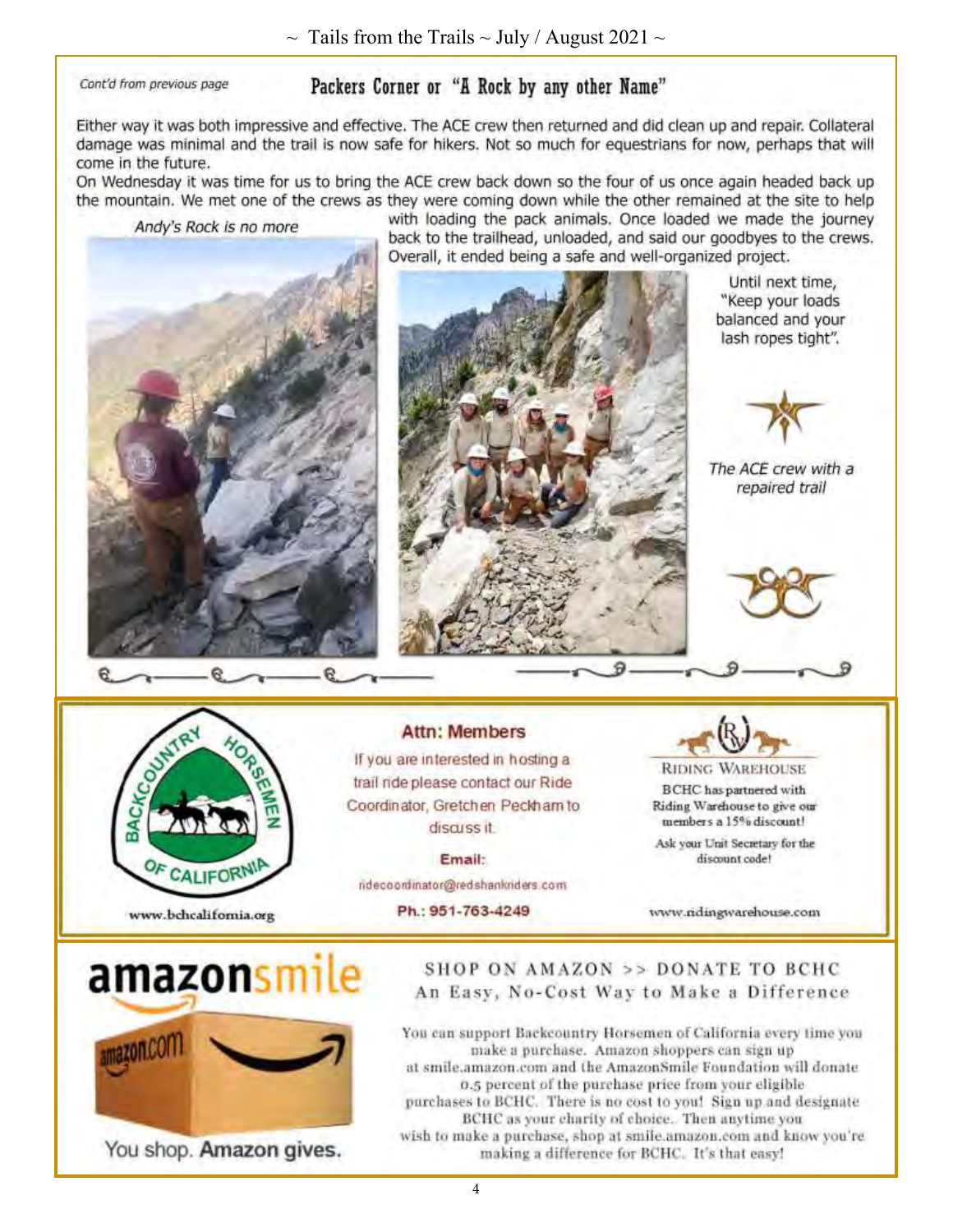*Cont'd from previous page*

## Packers Corner or "A Rock by any other Name"

Either way it was both impressive and effective. The ACE crew then returned and did clean up and repair. Collateral damage was minimal and the trail is now safe for hikers. Not so much for equestrians for now, perhaps that will come in the future.

On Wednesday it was time for us to bring the ACE crew back down so the four of us once again headed back up the mountain. We met one of the crews as they were coming down while the other remained at the site to help with loading the pack animals. Once loaded we made the journey back to the trailhead, unloaded, and said our goodbyes to the crews. Overall, it ended being a safe and well-organized project.

*Andy's Rock is no more*

Until next time, "Keep your loads balanced and your lash ropes tight".

*The ACE crew with a repaired trail*

---

www.bchcalifornia.org

### Attn: Members

If you are interested in hosting a trail ride please contact our Ride Coordinator, Gretchen Peckham to discuss it.

**Email:**

ridecoordinator@redshankriders.com

**Ph.: 951-763-4249**

RIDING WAREHOUSE

BCHC has partnered with Riding Warehouse to give our members a 15% discount!

Ask your Unit Secretary for the discount code!

www.ridingwarehouse.com

---

amazonsmile

You shop. **Amazon gives.**

SHOP ON AMAZON >> DONATE TO BCHC

An Easy, No-Cost Way to Make a Difference

You can support Backcountry Horsemen of California every time you make a purchase. Amazon shoppers can sign up at smile.amazon.com and the AmazonSmile Foundation will donate 0.5 percent of the purchase price from your eligible purchases to BCHC. There is no cost to you! Sign up and designate BCHC as your charity of choice. Then anytime you wish to make a purchase, shop at smile.amazon.com and know you're making a difference for BCHC. It's that easy!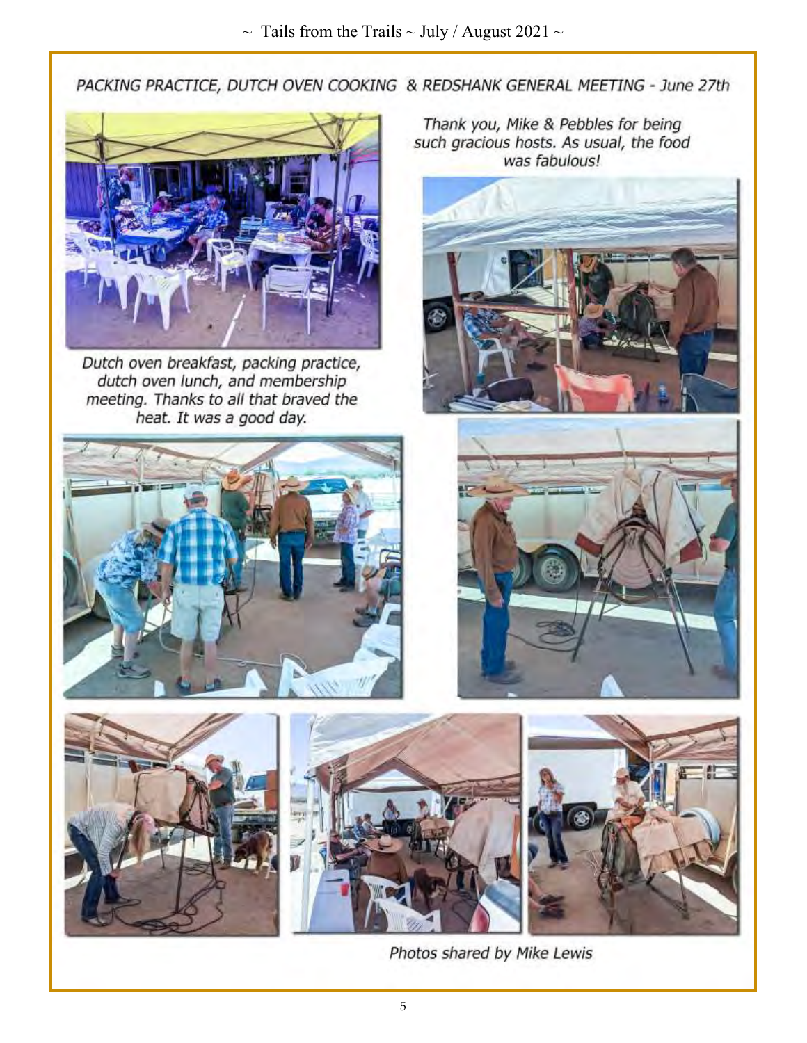## PACKING PRACTICE, DUTCH OVEN COOKING & REDSHANK GENERAL MEETING - June 27th

*Thank you, Mike & Pebbles for being such gracious hosts. As usual, the food was fabulous!*

*Dutch oven breakfast, packing practice, dutch oven lunch, and membership meeting. Thanks to all that braved the heat. It was a good day.*

*Photos shared by Mike Lewis*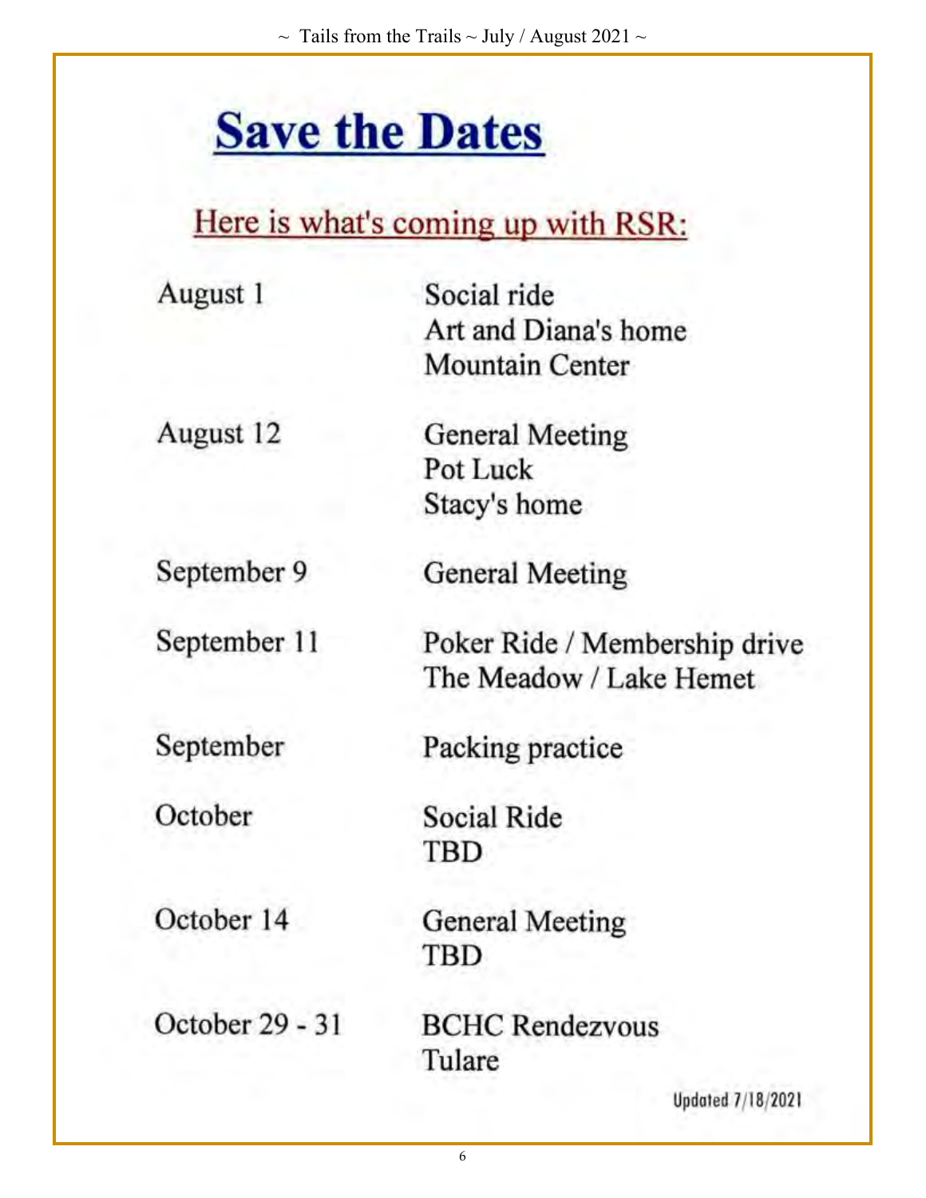# Save the Dates

## Here is what's coming up with RSR:

| | |
|---|---|
| August 1 | Social ride<br>Art and Diana's home<br>Mountain Center |
| August 12 | General Meeting<br>Pot Luck<br>Stacy's home |
| September 9 | General Meeting |
| September 11 | Poker Ride / Membership drive<br>The Meadow / Lake Hemet |
| September | Packing practice |
| October | Social Ride<br>TBD |
| October 14 | General Meeting<br>TBD |
| October 29 - 31 | BCHC Rendezvous<br>Tulare |

Updated 7/18/2021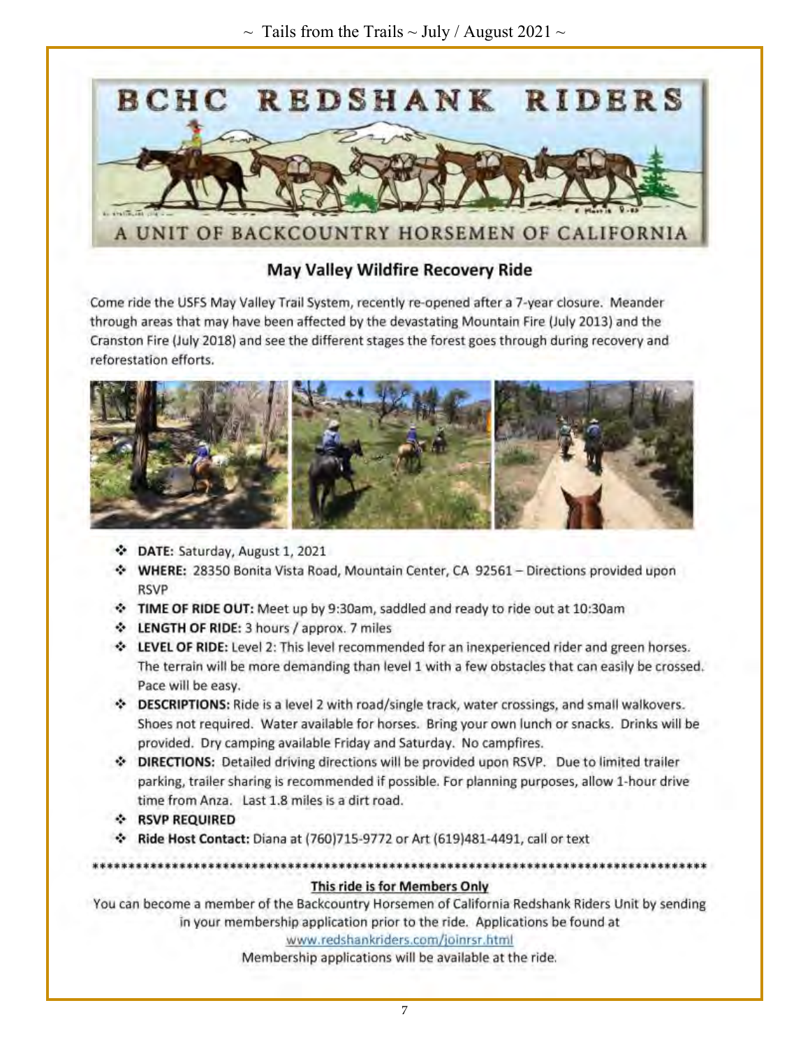# BCHC REDSHANK RIDERS

A UNIT OF BACKCOUNTRY HORSEMEN OF CALIFORNIA

## May Valley Wildfire Recovery Ride

Come ride the USFS May Valley Trail System, recently re-opened after a 7-year closure. Meander through areas that may have been affected by the devastating Mountain Fire (July 2013) and the Cranston Fire (July 2018) and see the different stages the forest goes through during recovery and reforestation efforts.

- **DATE:** Saturday, August 1, 2021
- **WHERE:** 28350 Bonita Vista Road, Mountain Center, CA 92561 – Directions provided upon RSVP
- **TIME OF RIDE OUT:** Meet up by 9:30am, saddled and ready to ride out at 10:30am
- **LENGTH OF RIDE:** 3 hours / approx. 7 miles
- **LEVEL OF RIDE:** Level 2: This level recommended for an inexperienced rider and green horses. The terrain will be more demanding than level 1 with a few obstacles that can easily be crossed. Pace will be easy.
- **DESCRIPTIONS:** Ride is a level 2 with road/single track, water crossings, and small walkovers. Shoes not required. Water available for horses. Bring your own lunch or snacks. Drinks will be provided. Dry camping available Friday and Saturday. No campfires.
- **DIRECTIONS:** Detailed driving directions will be provided upon RSVP. Due to limited trailer parking, trailer sharing is recommended if possible. For planning purposes, allow 1-hour drive time from Anza. Last 1.8 miles is a dirt road.
- **RSVP REQUIRED**
- **Ride Host Contact:** Diana at (760)715-9772 or Art (619)481-4491, call or text

*****************************************************************************************

**This ride is for Members Only**

You can become a member of the Backcountry Horsemen of California Redshank Riders Unit by sending in your membership application prior to the ride. Applications be found at www.redshankriders.com/joinrsr.html

Membership applications will be available at the ride.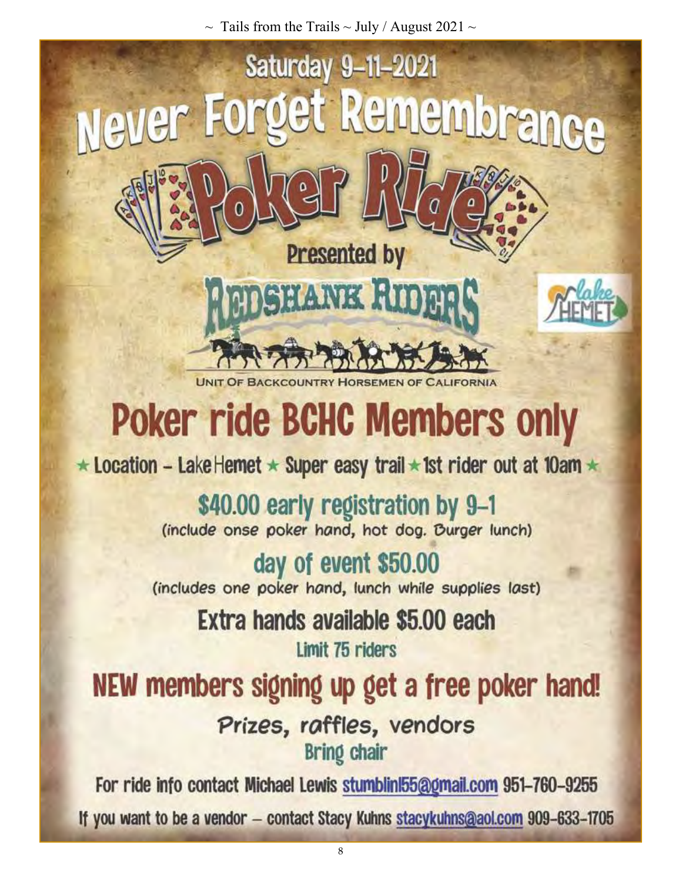# Saturday 9-11-2021

# Never Forget Remembrance

# Poker Ride

Presented by

## REDSHANK RIDERS

UNIT OF BACKCOUNTRY HORSEMEN OF CALIFORNIA

lake HEMET

## Poker ride BCHC Members only

★ Location – Lake Hemet ★ Super easy trail ★ 1st rider out at 10am ★

### $40.00 early registration by 9-1

(include onse poker hand, hot dog. Burger lunch)

### day of event $50.00

(includes one poker hand, lunch while supplies last)

### Extra hands available $5.00 each

Limit 75 riders

## NEW members signing up get a free poker hand!

Prizes, raffles, vendors

Bring chair

For ride info contact Michael Lewis stumblinl55@gmail.com 951-760-9255

If you want to be a vendor – contact Stacy Kuhns stacykuhns@aol.com 909-633-1705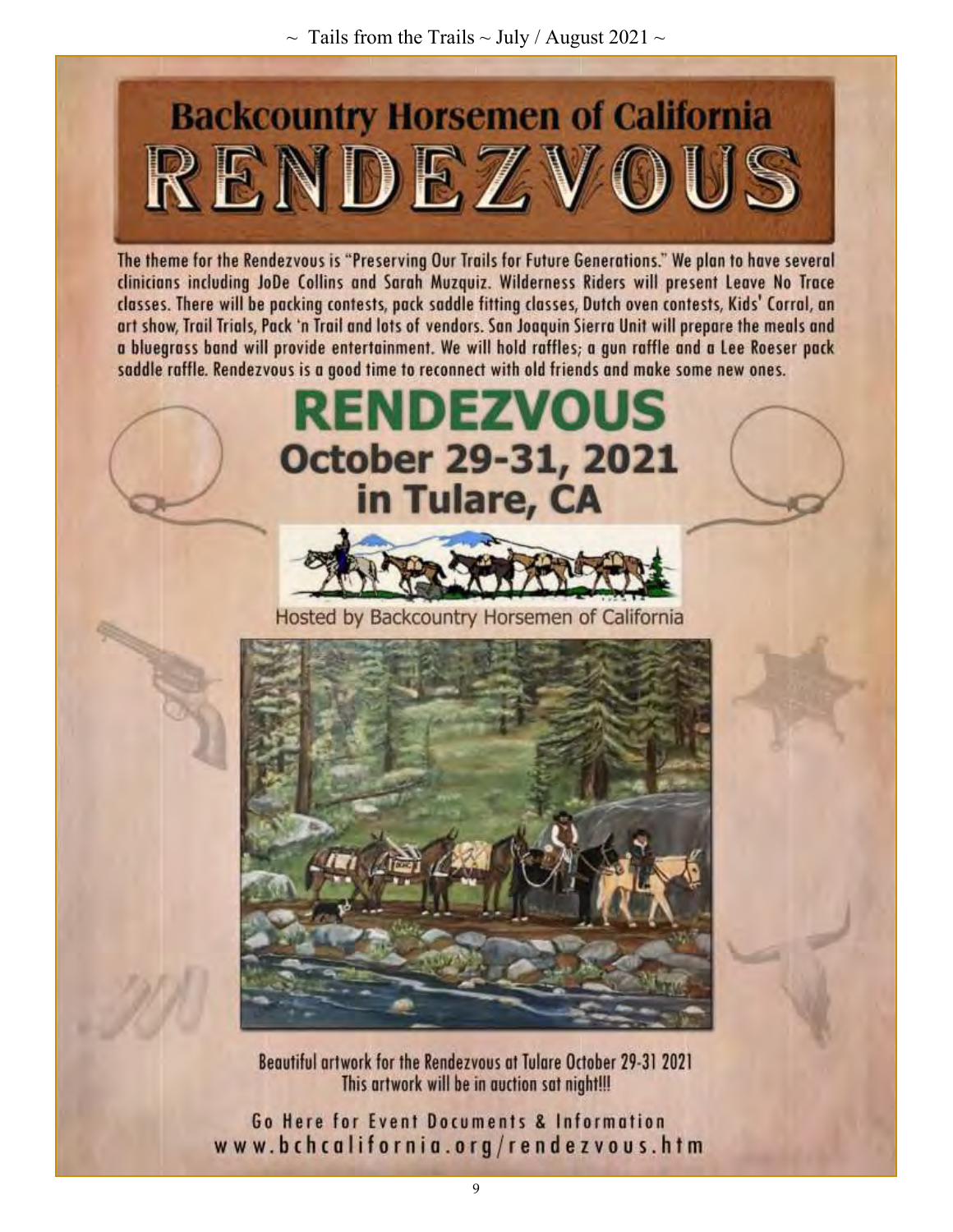# Backcountry Horsemen of California

# RENDEZVOUS

The theme for the Rendezvous is "Preserving Our Trails for Future Generations." We plan to have several clinicians including JoDe Collins and Sarah Muzquiz. Wilderness Riders will present Leave No Trace classes. There will be packing contests, pack saddle fitting classes, Dutch oven contests, Kids' Corral, an art show, Trail Trials, Pack 'n Trail and lots of vendors. San Joaquin Sierra Unit will prepare the meals and a bluegrass band will provide entertainment. We will hold raffles; a gun raffle and a Lee Roeser pack saddle raffle. Rendezvous is a good time to reconnect with old friends and make some new ones.

## RENDEZVOUS

## October 29-31, 2021 in Tulare, CA

Hosted by Backcountry Horsemen of California

Beautiful artwork for the Rendezvous at Tulare October 29-31 2021
This artwork will be in auction sat night!!!

Go Here for Event Documents & Information
www.bchcalifornia.org/rendezvous.htm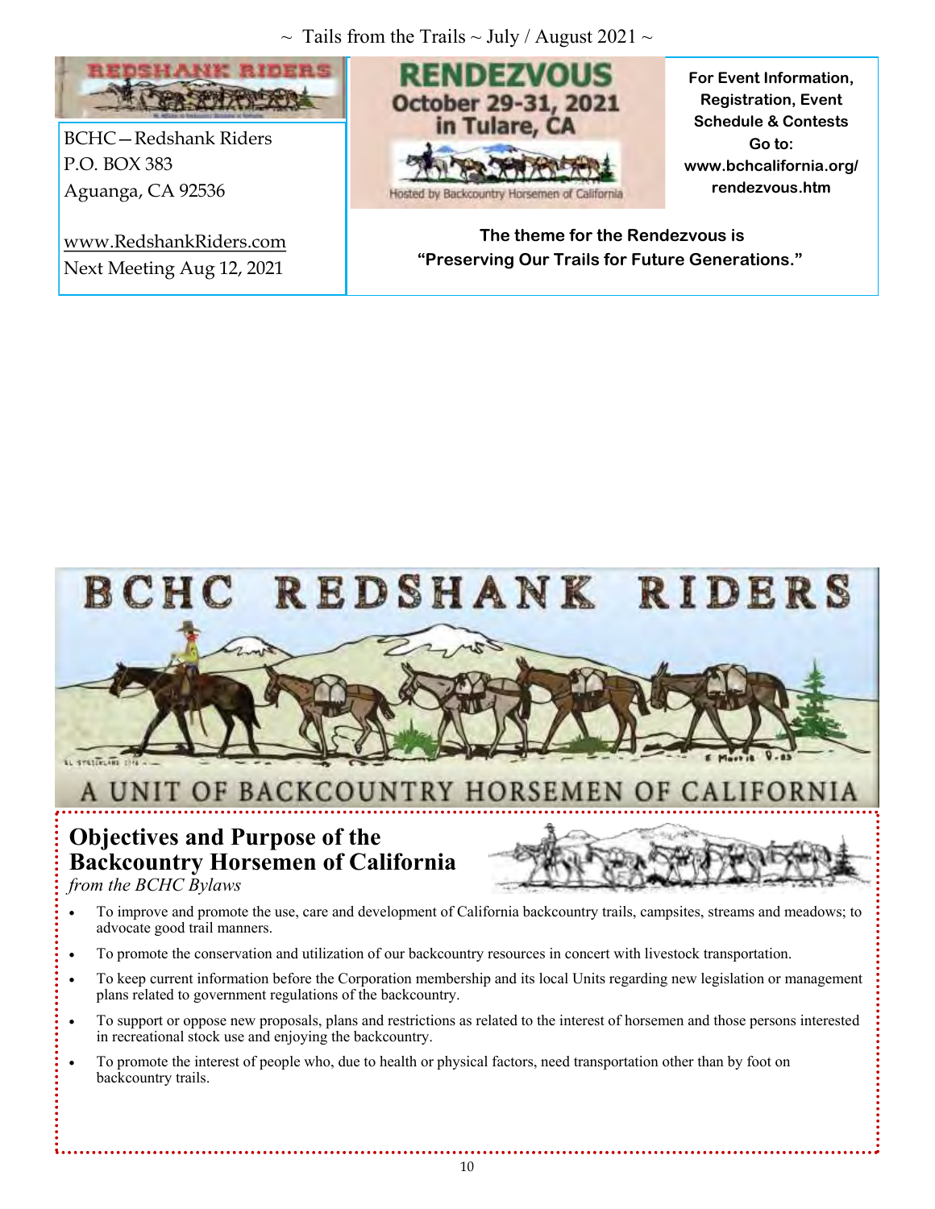BCHC—Redshank Riders
P.O. BOX 383
Aguanga, CA 92536

www.RedshankRiders.com
Next Meeting Aug 12, 2021

RENDEZVOUS
October 29-31, 2021
in Tulare, CA

Hosted by Backcountry Horsemen of California

**For Event Information, Registration, Event Schedule & Contests Go to: www.bchcalifornia.org/rendezvous.htm**

**The theme for the Rendezvous is "Preserving Our Trails for Future Generations."**

BCHC REDSHANK RIDERS

A UNIT OF BACKCOUNTRY HORSEMEN OF CALIFORNIA

## Objectives and Purpose of the Backcountry Horsemen of California

*from the BCHC Bylaws*

- To improve and promote the use, care and development of California backcountry trails, campsites, streams and meadows; to advocate good trail manners.
- To promote the conservation and utilization of our backcountry resources in concert with livestock transportation.
- To keep current information before the Corporation membership and its local Units regarding new legislation or management plans related to government regulations of the backcountry.
- To support or oppose new proposals, plans and restrictions as related to the interest of horsemen and those persons interested in recreational stock use and enjoying the backcountry.
- To promote the interest of people who, due to health or physical factors, need transportation other than by foot on backcountry trails.